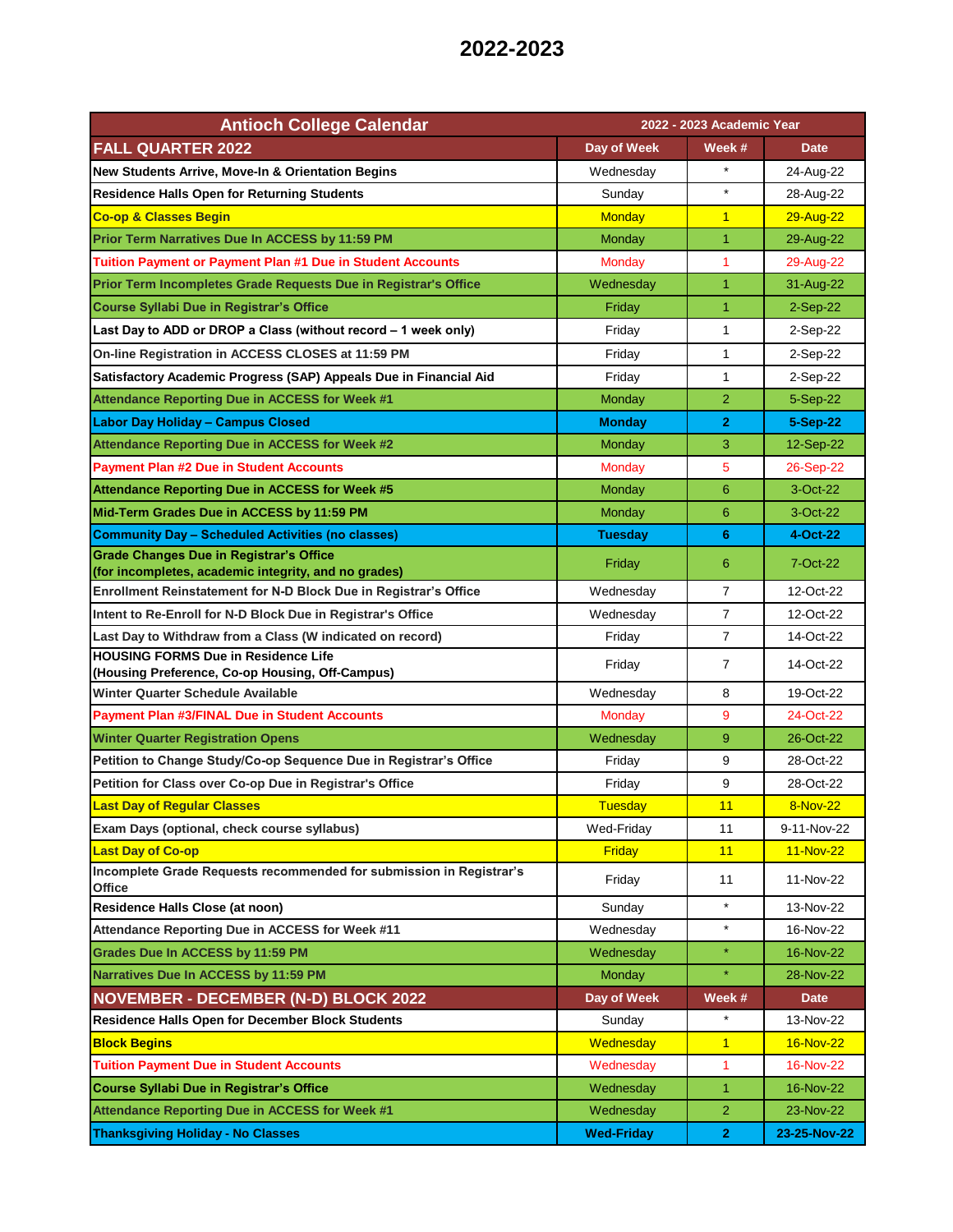# 2022-2023

| Antioch College Calendar | 2022 - 2023 Academic Year | | |
|---|---|---|---|
| **FALL QUARTER 2022** | **Day of Week** | **Week #** | **Date** |
| New Students Arrive, Move-In & Orientation Begins | Wednesday | * | 24-Aug-22 |
| Residence Halls Open for Returning Students | Sunday | * | 28-Aug-22 |
| Co-op & Classes Begin | Monday | 1 | 29-Aug-22 |
| Prior Term Narratives Due In ACCESS by 11:59 PM | Monday | 1 | 29-Aug-22 |
| Tuition Payment or Payment Plan #1 Due in Student Accounts | Monday | 1 | 29-Aug-22 |
| Prior Term Incompletes Grade Requests Due in Registrar's Office | Wednesday | 1 | 31-Aug-22 |
| Course Syllabi Due in Registrar's Office | Friday | 1 | 2-Sep-22 |
| Last Day to ADD or DROP a Class (without record – 1 week only) | Friday | 1 | 2-Sep-22 |
| On-line Registration in ACCESS CLOSES at 11:59 PM | Friday | 1 | 2-Sep-22 |
| Satisfactory Academic Progress (SAP) Appeals Due in Financial Aid | Friday | 1 | 2-Sep-22 |
| Attendance Reporting Due in ACCESS for Week #1 | Monday | 2 | 5-Sep-22 |
| Labor Day Holiday – Campus Closed | Monday | 2 | 5-Sep-22 |
| Attendance Reporting Due in ACCESS for Week #2 | Monday | 3 | 12-Sep-22 |
| Payment Plan #2 Due in Student Accounts | Monday | 5 | 26-Sep-22 |
| Attendance Reporting Due in ACCESS for Week #5 | Monday | 6 | 3-Oct-22 |
| Mid-Term Grades Due in ACCESS by 11:59 PM | Monday | 6 | 3-Oct-22 |
| Community Day – Scheduled Activities (no classes) | Tuesday | 6 | 4-Oct-22 |
| Grade Changes Due in Registrar's Office (for incompletes, academic integrity, and no grades) | Friday | 6 | 7-Oct-22 |
| Enrollment Reinstatement for N-D Block Due in Registrar's Office | Wednesday | 7 | 12-Oct-22 |
| Intent to Re-Enroll for N-D Block Due in Registrar's Office | Wednesday | 7 | 12-Oct-22 |
| Last Day to Withdraw from a Class (W indicated on record) | Friday | 7 | 14-Oct-22 |
| HOUSING FORMS Due in Residence Life (Housing Preference, Co-op Housing, Off-Campus) | Friday | 7 | 14-Oct-22 |
| Winter Quarter Schedule Available | Wednesday | 8 | 19-Oct-22 |
| Payment Plan #3/FINAL Due in Student Accounts | Monday | 9 | 24-Oct-22 |
| Winter Quarter Registration Opens | Wednesday | 9 | 26-Oct-22 |
| Petition to Change Study/Co-op Sequence Due in Registrar's Office | Friday | 9 | 28-Oct-22 |
| Petition for Class over Co-op Due in Registrar's Office | Friday | 9 | 28-Oct-22 |
| Last Day of Regular Classes | Tuesday | 11 | 8-Nov-22 |
| Exam Days (optional, check course syllabus) | Wed-Friday | 11 | 9-11-Nov-22 |
| Last Day of Co-op | Friday | 11 | 11-Nov-22 |
| Incomplete Grade Requests recommended for submission in Registrar's Office | Friday | 11 | 11-Nov-22 |
| Residence Halls Close (at noon) | Sunday | * | 13-Nov-22 |
| Attendance Reporting Due in ACCESS for Week #11 | Wednesday | * | 16-Nov-22 |
| Grades Due In ACCESS by 11:59 PM | Wednesday | * | 16-Nov-22 |
| Narratives Due In ACCESS by 11:59 PM | Monday | * | 28-Nov-22 |
| **NOVEMBER - DECEMBER (N-D) BLOCK 2022** | **Day of Week** | **Week #** | **Date** |
| Residence Halls Open for December Block Students | Sunday | * | 13-Nov-22 |
| Block Begins | Wednesday | 1 | 16-Nov-22 |
| Tuition Payment Due in Student Accounts | Wednesday | 1 | 16-Nov-22 |
| Course Syllabi Due in Registrar's Office | Wednesday | 1 | 16-Nov-22 |
| Attendance Reporting Due in ACCESS for Week #1 | Wednesday | 2 | 23-Nov-22 |
| Thanksgiving Holiday - No Classes | Wed-Friday | 2 | 23-25-Nov-22 |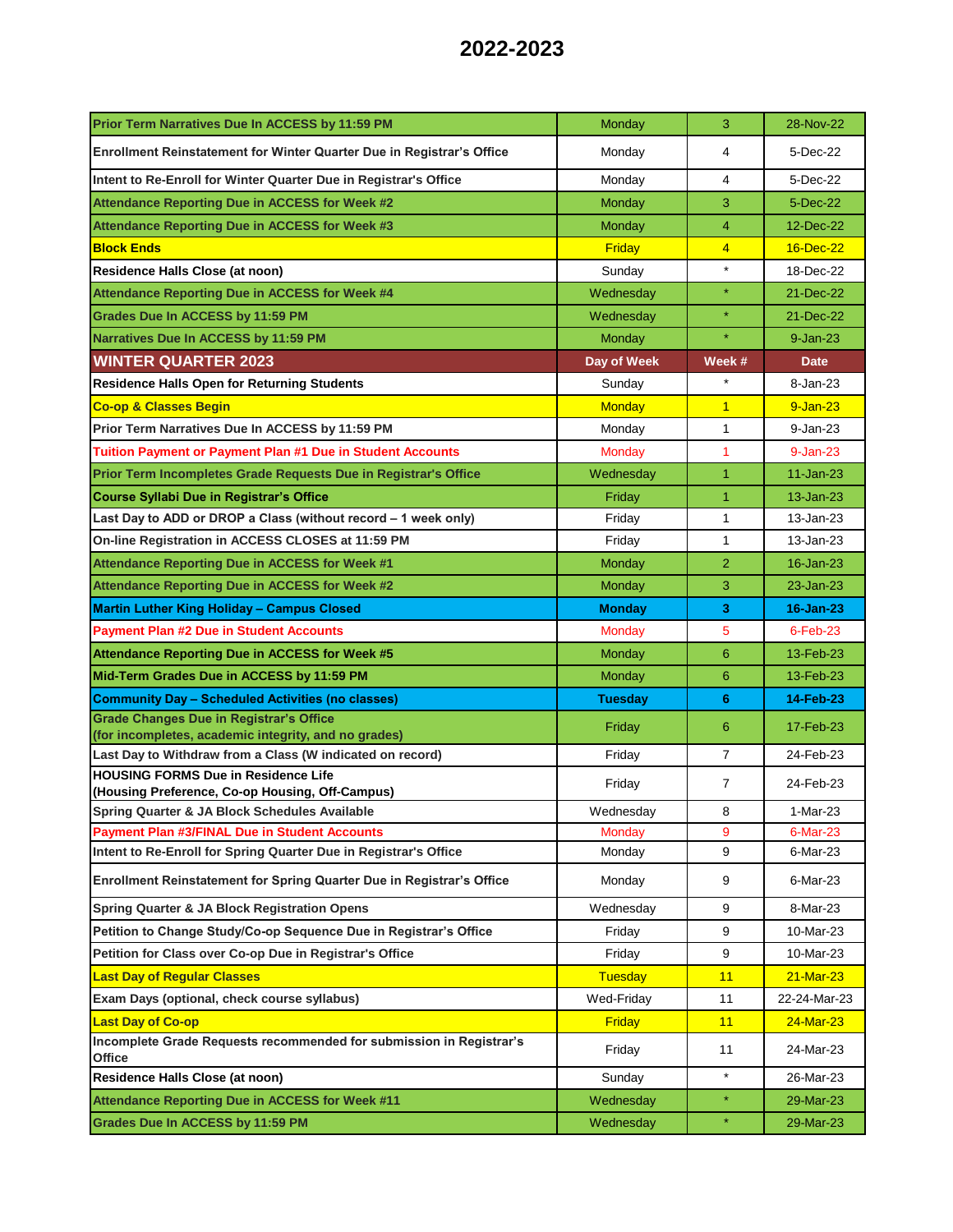# 2022-2023

| | | | |
|---|---|---|---|
| **Prior Term Narratives Due In ACCESS by 11:59 PM** | Monday | 3 | 28-Nov-22 |
| **Enrollment Reinstatement for Winter Quarter Due in Registrar's Office** | Monday | 4 | 5-Dec-22 |
| **Intent to Re-Enroll for Winter Quarter Due in Registrar's Office** | Monday | 4 | 5-Dec-22 |
| **Attendance Reporting Due in ACCESS for Week #2** | Monday | 3 | 5-Dec-22 |
| **Attendance Reporting Due in ACCESS for Week #3** | Monday | 4 | 12-Dec-22 |
| **Block Ends** | Friday | 4 | 16-Dec-22 |
| **Residence Halls Close (at noon)** | Sunday | * | 18-Dec-22 |
| **Attendance Reporting Due in ACCESS for Week #4** | Wednesday | * | 21-Dec-22 |
| **Grades Due In ACCESS by 11:59 PM** | Wednesday | * | 21-Dec-22 |
| **Narratives Due In ACCESS by 11:59 PM** | Monday | * | 9-Jan-23 |
| **WINTER QUARTER 2023** | **Day of Week** | **Week #** | **Date** |
| **Residence Halls Open for Returning Students** | Sunday | * | 8-Jan-23 |
| **Co-op & Classes Begin** | Monday | 1 | 9-Jan-23 |
| **Prior Term Narratives Due In ACCESS by 11:59 PM** | Monday | 1 | 9-Jan-23 |
| **Tuition Payment or Payment Plan #1 Due in Student Accounts** | Monday | 1 | 9-Jan-23 |
| **Prior Term Incompletes Grade Requests Due in Registrar's Office** | Wednesday | 1 | 11-Jan-23 |
| **Course Syllabi Due in Registrar's Office** | Friday | 1 | 13-Jan-23 |
| **Last Day to ADD or DROP a Class (without record – 1 week only)** | Friday | 1 | 13-Jan-23 |
| **On-line Registration in ACCESS CLOSES at 11:59 PM** | Friday | 1 | 13-Jan-23 |
| **Attendance Reporting Due in ACCESS for Week #1** | Monday | 2 | 16-Jan-23 |
| **Attendance Reporting Due in ACCESS for Week #2** | Monday | 3 | 23-Jan-23 |
| **Martin Luther King Holiday – Campus Closed** | **Monday** | **3** | **16-Jan-23** |
| **Payment Plan #2 Due in Student Accounts** | Monday | 5 | 6-Feb-23 |
| **Attendance Reporting Due in ACCESS for Week #5** | Monday | 6 | 13-Feb-23 |
| **Mid-Term Grades Due in ACCESS by 11:59 PM** | Monday | 6 | 13-Feb-23 |
| **Community Day – Scheduled Activities (no classes)** | **Tuesday** | **6** | **14-Feb-23** |
| **Grade Changes Due in Registrar's Office (for incompletes, academic integrity, and no grades)** | Friday | 6 | 17-Feb-23 |
| **Last Day to Withdraw from a Class (W indicated on record)** | Friday | 7 | 24-Feb-23 |
| **HOUSING FORMS Due in Residence Life (Housing Preference, Co-op Housing, Off-Campus)** | Friday | 7 | 24-Feb-23 |
| **Spring Quarter & JA Block Schedules Available** | Wednesday | 8 | 1-Mar-23 |
| **Payment Plan #3/FINAL Due in Student Accounts** | Monday | 9 | 6-Mar-23 |
| **Intent to Re-Enroll for Spring Quarter Due in Registrar's Office** | Monday | 9 | 6-Mar-23 |
| **Enrollment Reinstatement for Spring Quarter Due in Registrar's Office** | Monday | 9 | 6-Mar-23 |
| **Spring Quarter & JA Block Registration Opens** | Wednesday | 9 | 8-Mar-23 |
| **Petition to Change Study/Co-op Sequence Due in Registrar's Office** | Friday | 9 | 10-Mar-23 |
| **Petition for Class over Co-op Due in Registrar's Office** | Friday | 9 | 10-Mar-23 |
| **Last Day of Regular Classes** | Tuesday | 11 | 21-Mar-23 |
| **Exam Days (optional, check course syllabus)** | Wed-Friday | 11 | 22-24-Mar-23 |
| **Last Day of Co-op** | Friday | 11 | 24-Mar-23 |
| **Incomplete Grade Requests recommended for submission in Registrar's Office** | Friday | 11 | 24-Mar-23 |
| **Residence Halls Close (at noon)** | Sunday | * | 26-Mar-23 |
| **Attendance Reporting Due in ACCESS for Week #11** | Wednesday | * | 29-Mar-23 |
| **Grades Due In ACCESS by 11:59 PM** | Wednesday | * | 29-Mar-23 |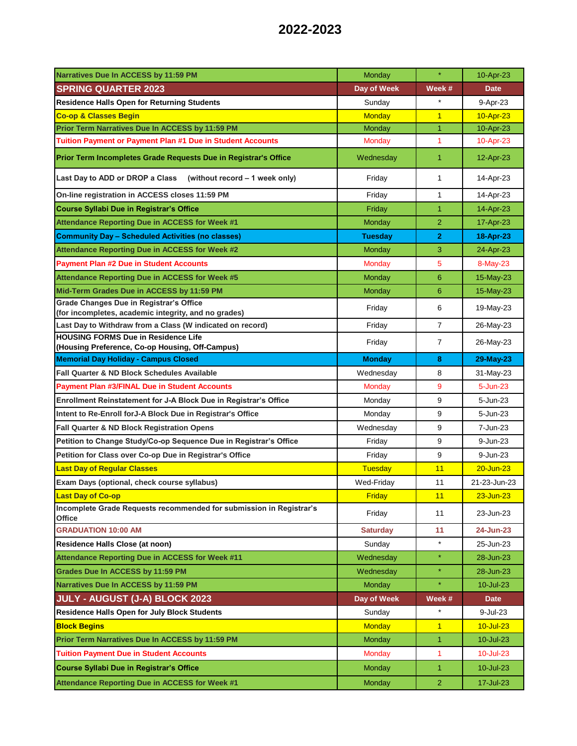# 2022-2023

| Narratives Due In ACCESS by 11:59 PM | Monday | * | 10-Apr-23 |
|---|---|---|---|
| **SPRING QUARTER 2023** | **Day of Week** | **Week #** | **Date** |
| Residence Halls Open for Returning Students | Sunday | * | 9-Apr-23 |
| Co-op & Classes Begin | Monday | 1 | 10-Apr-23 |
| Prior Term Narratives Due In ACCESS by 11:59 PM | Monday | 1 | 10-Apr-23 |
| Tuition Payment or Payment Plan #1 Due in Student Accounts | Monday | 1 | 10-Apr-23 |
| Prior Term Incompletes Grade Requests Due in Registrar's Office | Wednesday | 1 | 12-Apr-23 |
| Last Day to ADD or DROP a Class (without record – 1 week only) | Friday | 1 | 14-Apr-23 |
| On-line registration in ACCESS closes 11:59 PM | Friday | 1 | 14-Apr-23 |
| Course Syllabi Due in Registrar's Office | Friday | 1 | 14-Apr-23 |
| Attendance Reporting Due in ACCESS for Week #1 | Monday | 2 | 17-Apr-23 |
| **Community Day – Scheduled Activities (no classes)** | **Tuesday** | **2** | **18-Apr-23** |
| Attendance Reporting Due in ACCESS for Week #2 | Monday | 3 | 24-Apr-23 |
| Payment Plan #2 Due in Student Accounts | Monday | 5 | 8-May-23 |
| Attendance Reporting Due in ACCESS for Week #5 | Monday | 6 | 15-May-23 |
| Mid-Term Grades Due in ACCESS by 11:59 PM | Monday | 6 | 15-May-23 |
| Grade Changes Due in Registrar's Office (for incompletes, academic integrity, and no grades) | Friday | 6 | 19-May-23 |
| Last Day to Withdraw from a Class (W indicated on record) | Friday | 7 | 26-May-23 |
| HOUSING FORMS Due in Residence Life (Housing Preference, Co-op Housing, Off-Campus) | Friday | 7 | 26-May-23 |
| **Memorial Day Holiday - Campus Closed** | **Monday** | **8** | **29-May-23** |
| Fall Quarter & ND Block Schedules Available | Wednesday | 8 | 31-May-23 |
| Payment Plan #3/FINAL Due in Student Accounts | Monday | 9 | 5-Jun-23 |
| Enrollment Reinstatement for J-A Block Due in Registrar's Office | Monday | 9 | 5-Jun-23 |
| Intent to Re-Enroll forJ-A Block Due in Registrar's Office | Monday | 9 | 5-Jun-23 |
| Fall Quarter & ND Block Registration Opens | Wednesday | 9 | 7-Jun-23 |
| Petition to Change Study/Co-op Sequence Due in Registrar's Office | Friday | 9 | 9-Jun-23 |
| Petition for Class over Co-op Due in Registrar's Office | Friday | 9 | 9-Jun-23 |
| Last Day of Regular Classes | Tuesday | 11 | 20-Jun-23 |
| Exam Days (optional, check course syllabus) | Wed-Friday | 11 | 21-23-Jun-23 |
| Last Day of Co-op | Friday | 11 | 23-Jun-23 |
| Incomplete Grade Requests recommended for submission in Registrar's Office | Friday | 11 | 23-Jun-23 |
| **GRADUATION 10:00 AM** | **Saturday** | **11** | **24-Jun-23** |
| Residence Halls Close (at noon) | Sunday | * | 25-Jun-23 |
| Attendance Reporting Due in ACCESS for Week #11 | Wednesday | * | 28-Jun-23 |
| Grades Due In ACCESS by 11:59 PM | Wednesday | * | 28-Jun-23 |
| Narratives Due In ACCESS by 11:59 PM | Monday | * | 10-Jul-23 |
| **JULY - AUGUST (J-A) BLOCK 2023** | **Day of Week** | **Week #** | **Date** |
| Residence Halls Open for July Block Students | Sunday | * | 9-Jul-23 |
| Block Begins | Monday | 1 | 10-Jul-23 |
| Prior Term Narratives Due In ACCESS by 11:59 PM | Monday | 1 | 10-Jul-23 |
| Tuition Payment Due in Student Accounts | Monday | 1 | 10-Jul-23 |
| Course Syllabi Due in Registrar's Office | Monday | 1 | 10-Jul-23 |
| Attendance Reporting Due in ACCESS for Week #1 | Monday | 2 | 17-Jul-23 |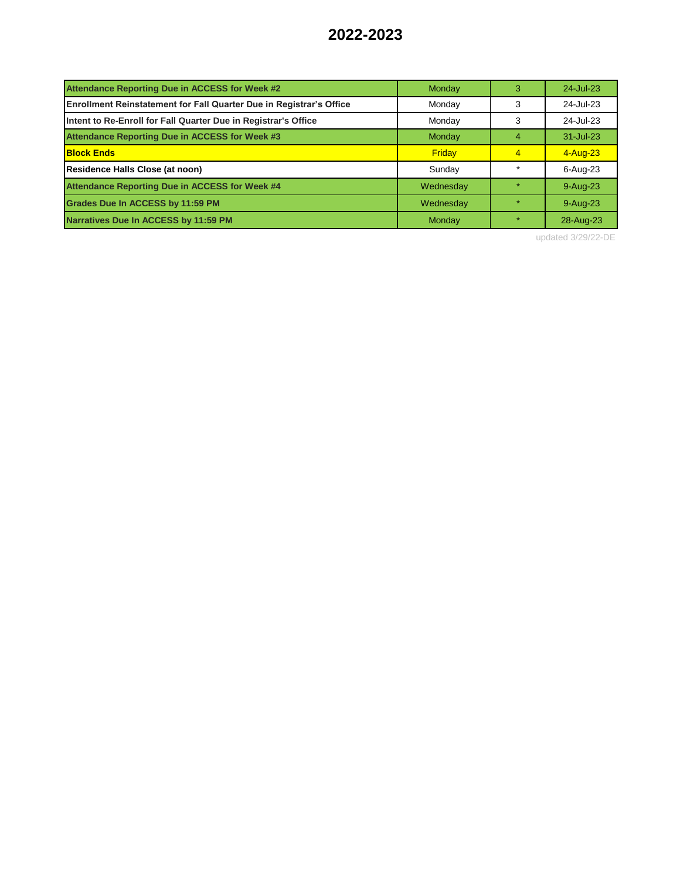# 2022-2023

| | | | |
|---|---|---|---|
| **Attendance Reporting Due in ACCESS for Week #2** | Monday | 3 | 24-Jul-23 |
| **Enrollment Reinstatement for Fall Quarter Due in Registrar's Office** | Monday | 3 | 24-Jul-23 |
| **Intent to Re-Enroll for Fall Quarter Due in Registrar's Office** | Monday | 3 | 24-Jul-23 |
| **Attendance Reporting Due in ACCESS for Week #3** | Monday | 4 | 31-Jul-23 |
| **Block Ends** | Friday | 4 | 4-Aug-23 |
| **Residence Halls Close (at noon)** | Sunday | * | 6-Aug-23 |
| **Attendance Reporting Due in ACCESS for Week #4** | Wednesday | * | 9-Aug-23 |
| **Grades Due In ACCESS by 11:59 PM** | Wednesday | * | 9-Aug-23 |
| **Narratives Due In ACCESS by 11:59 PM** | Monday | * | 28-Aug-23 |

updated 3/29/22-DE